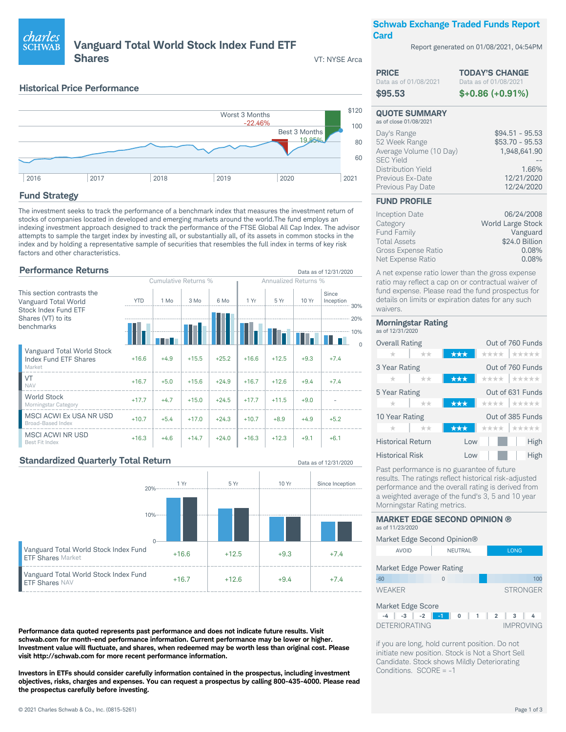# Vanguard Total World Stock Index Fund ETF Shares

VT: NYSE Arca

## Historical Price Performance

Worst 3 Months -22.46%

Best 3 Months 19.85%

## Fund Strategy

The investment seeks to track the performance of a benchmark index that measures the investment return of stocks of companies located in developed and emerging markets around the world.The fund employs an indexing investment approach designed to track the performance of the FTSE Global All Cap Index. The advisor attempts to sample the target index by investing all, or substantially all, of its assets in common stocks in the index and by holding a representative sample of securities that resembles the full index in terms of key risk factors and other characteristics.

## Performance Returns

Data as of 12/31/2020

This section contrasts the Vanguard Total World Stock Index Fund ETF Shares (VT) to its benchmarks

| | Cumulative Returns % | | | | Annualized Returns % | | | |
|---|---|---|---|---|---|---|---|---|
| | YTD | 1 Mo | 3 Mo | 6 Mo | 1 Yr | 5 Yr | 10 Yr | Since Inception |
| Vanguard Total World Stock Index Fund ETF Shares (Market) | +16.6 | +4.9 | +15.5 | +25.2 | +16.6 | +12.5 | +9.3 | +7.4 |
| VT (NAV) | +16.7 | +5.0 | +15.6 | +24.9 | +16.7 | +12.6 | +9.4 | +7.4 |
| World Stock (Morningstar Category) | +17.7 | +4.7 | +15.0 | +24.5 | +17.7 | +11.5 | +9.0 | - |
| MSCI ACWI Ex USA NR USD (Broad-Based Index) | +10.7 | +5.4 | +17.0 | +24.3 | +10.7 | +8.9 | +4.9 | +5.2 |
| MSCI ACWI NR USD (Best Fit Index) | +16.3 | +4.6 | +14.7 | +24.0 | +16.3 | +12.3 | +9.1 | +6.1 |

## Standardized Quarterly Total Return

Data as of 12/31/2020

| | 1 Yr | 5 Yr | 10 Yr | Since Inception |
|---|---|---|---|---|
| Vanguard Total World Stock Index Fund ETF Shares Market | +16.6 | +12.5 | +9.3 | +7.4 |
| Vanguard Total World Stock Index Fund ETF Shares NAV | +16.7 | +12.6 | +9.4 | +7.4 |

**Performance data quoted represents past performance and does not indicate future results. Visit schwab.com for month-end performance information. Current performance may be lower or higher. Investment value will fluctuate, and shares, when redeemed may be worth less than original cost. Please visit http://schwab.com for more recent performance information.**

**Investors in ETFs should consider carefully information contained in the prospectus, including investment objectives, risks, charges and expenses. You can request a prospectus by calling 800-435-4000. Please read the prospectus carefully before investing.**

© 2021 Charles Schwab & Co., Inc. (0815-5261)

## Schwab Exchange Traded Funds Report Card

Report generated on 01/08/2021, 04:54PM

| PRICE (Data as of 01/08/2021) | TODAY'S CHANGE (Data as of 01/08/2021) |
|---|---|
| $95.53 | $+0.86 (+0.91%) |

### QUOTE SUMMARY

as of close 01/08/2021

| | |
|---|---|
| Day's Range | $94.51 - 95.53 |
| 52 Week Range | $53.70 - 95.53 |
| Average Volume (10 Day) | 1,948,641.90 |
| SEC Yield | -- |
| Distribution Yield | 1.66% |
| Previous Ex-Date | 12/21/2020 |
| Previous Pay Date | 12/24/2020 |

### FUND PROFILE

| | |
|---|---|
| Inception Date | 06/24/2008 |
| Category | World Large Stock |
| Fund Family | Vanguard |
| Total Assets | $24.0 Billion |
| Gross Expense Ratio | 0.08% |
| Net Expense Ratio | 0.08% |

A net expense ratio lower than the gross expense ratio may reflect a cap on or contractual waiver of fund expense. Please read the fund prospectus for details on limits or expiration dates for any such waivers.

### Morningstar Rating

as of 12/31/2020

| | Rating | |
|---|---|---|
| Overall Rating | ★★★ | Out of 760 Funds |
| 3 Year Rating | ★★★ | Out of 760 Funds |
| 5 Year Rating | ★★★ | Out of 631 Funds |
| 10 Year Rating | ★★★ | Out of 385 Funds |

Historical Return: Low – High

Historical Risk: Low – High

Past performance is no guarantee of future results. The ratings reflect historical risk-adjusted performance and the overall rating is derived from a weighted average of the fund's 3, 5 and 10 year Morningstar Rating metrics.

### MARKET EDGE SECOND OPINION ®

as of 11/23/2020

Market Edge Second Opinion®: AVOID | NEUTRAL | **LONG**

Market Edge Power Rating: -60 to 100 (WEAKER – STRONGER)

Market Edge Score: -4 | -3 | -2 | **-1** | 0 | 1 | 2 | 3 | 4 (DETERIORATING – IMPROVING)

if you are long, hold current position. Do not initiate new position. Stock is Not a Short Sell Candidate. Stock shows Mildly Deteriorating Conditions. SCORE = -1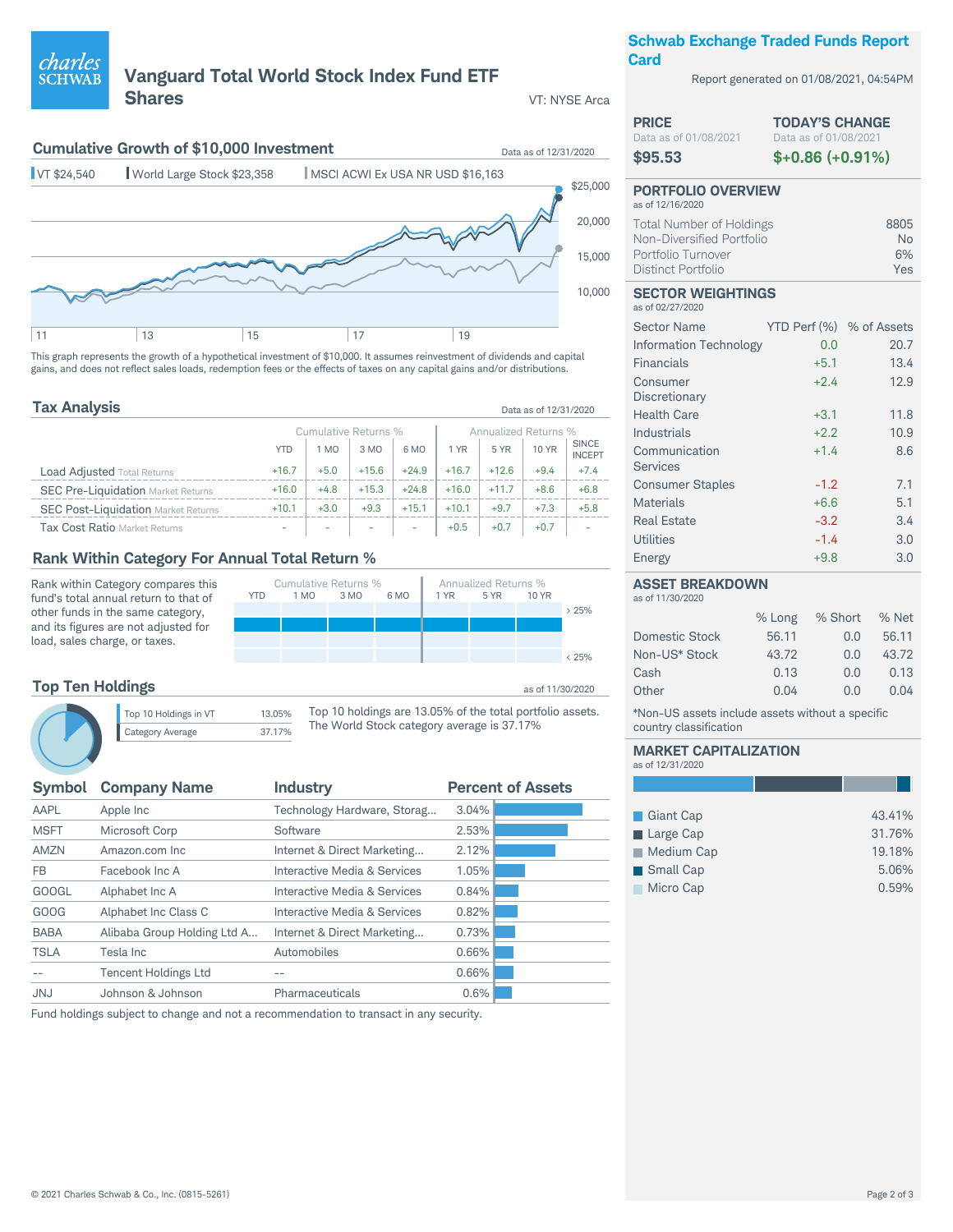# Vanguard Total World Stock Index Fund ETF Shares

VT: NYSE Arca

## Schwab Exchange Traded Funds Report Card

Report generated on 01/08/2021, 04:54PM

## Cumulative Growth of $10,000 Investment

Data as of 12/31/2020

VT $24,540 | World Large Stock $23,358 | MSCI ACWI Ex USA NR USD $16,163

This graph represents the growth of a hypothetical investment of $10,000. It assumes reinvestment of dividends and capital gains, and does not reflect sales loads, redemption fees or the effects of taxes on any capital gains and/or distributions.

## Tax Analysis

Data as of 12/31/2020

| | Cumulative Returns % | | | | Annualized Returns % | | | |
|---|---|---|---|---|---|---|---|---|
| | YTD | 1 MO | 3 MO | 6 MO | 1 YR | 5 YR | 10 YR | SINCE INCEPT |
| Load Adjusted Total Returns | +16.7 | +5.0 | +15.6 | +24.9 | +16.7 | +12.6 | +9.4 | +7.4 |
| SEC Pre-Liquidation Market Returns | +16.0 | +4.8 | +15.3 | +24.8 | +16.0 | +11.7 | +8.6 | +6.8 |
| SEC Post-Liquidation Market Returns | +10.1 | +3.0 | +9.3 | +15.1 | +10.1 | +9.7 | +7.3 | +5.8 |
| Tax Cost Ratio Market Returns | - | - | - | - | +0.5 | +0.7 | +0.7 | - |

## Rank Within Category For Annual Total Return %

Rank within Category compares this fund's total annual return to that of other funds in the same category, and its figures are not adjusted for load, sales charge, or taxes.

Cumulative Returns %: YTD, 1 MO, 3 MO, 6 MO | Annualized Returns %: 1 YR, 5 YR, 10 YR

> 25% / < 25%

## Top Ten Holdings

as of 11/30/2020

| | |
|---|---|
| Top 10 Holdings in VT | 13.05% |
| Category Average | 37.17% |

Top 10 holdings are 13.05% of the total portfolio assets. The World Stock category average is 37.17%

| Symbol | Company Name | Industry | Percent of Assets |
|---|---|---|---|
| AAPL | Apple Inc | Technology Hardware, Storag... | 3.04% |
| MSFT | Microsoft Corp | Software | 2.53% |
| AMZN | Amazon.com Inc | Internet & Direct Marketing... | 2.12% |
| FB | Facebook Inc A | Interactive Media & Services | 1.05% |
| GOOGL | Alphabet Inc A | Interactive Media & Services | 0.84% |
| GOOG | Alphabet Inc Class C | Interactive Media & Services | 0.82% |
| BABA | Alibaba Group Holding Ltd A... | Internet & Direct Marketing... | 0.73% |
| TSLA | Tesla Inc | Automobiles | 0.66% |
| -- | Tencent Holdings Ltd | -- | 0.66% |
| JNJ | Johnson & Johnson | Pharmaceuticals | 0.6% |

Fund holdings subject to change and not a recommendation to transact in any security.

## PRICE

Data as of 01/08/2021

**$95.53**

## TODAY'S CHANGE

Data as of 01/08/2021

**$+0.86 (+0.91%)**

## PORTFOLIO OVERVIEW

as of 12/16/2020

| | |
|---|---|
| Total Number of Holdings | 8805 |
| Non-Diversified Portfolio | No |
| Portfolio Turnover | 6% |
| Distinct Portfolio | Yes |

## SECTOR WEIGHTINGS

as of 02/27/2020

| Sector Name | YTD Perf (%) | % of Assets |
|---|---|---|
| Information Technology | 0.0 | 20.7 |
| Financials | +5.1 | 13.4 |
| Consumer Discretionary | +2.4 | 12.9 |
| Health Care | +3.1 | 11.8 |
| Industrials | +2.2 | 10.9 |
| Communication Services | +1.4 | 8.6 |
| Consumer Staples | -1.2 | 7.1 |
| Materials | +6.6 | 5.1 |
| Real Estate | -3.2 | 3.4 |
| Utilities | -1.4 | 3.0 |
| Energy | +9.8 | 3.0 |

## ASSET BREAKDOWN

as of 11/30/2020

| | % Long | % Short | % Net |
|---|---|---|---|
| Domestic Stock | 56.11 | 0.0 | 56.11 |
| Non-US* Stock | 43.72 | 0.0 | 43.72 |
| Cash | 0.13 | 0.0 | 0.13 |
| Other | 0.04 | 0.0 | 0.04 |

*Non-US assets include assets without a specific country classification

## MARKET CAPITALIZATION

as of 12/31/2020

| | |
|---|---|
| Giant Cap | 43.41% |
| Large Cap | 31.76% |
| Medium Cap | 19.18% |
| Small Cap | 5.06% |
| Micro Cap | 0.59% |

© 2021 Charles Schwab & Co., Inc. (0815-5261)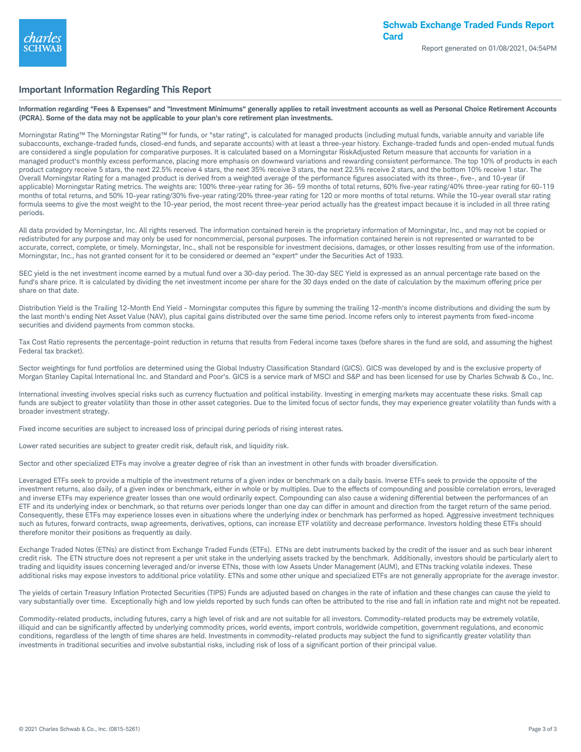## Important Information Regarding This Report

**Information regarding "Fees & Expenses" and "Investment Minimums" generally applies to retail investment accounts as well as Personal Choice Retirement Accounts (PCRA). Some of the data may not be applicable to your plan's core retirement plan investments.**

Morningstar Rating™ The Morningstar Rating™ for funds, or "star rating", is calculated for managed products (including mutual funds, variable annuity and variable life subaccounts, exchange-traded funds, closed-end funds, and separate accounts) with at least a three-year history. Exchange-traded funds and open-ended mutual funds are considered a single population for comparative purposes. It is calculated based on a Morningstar RiskAdjusted Return measure that accounts for variation in a managed product's monthly excess performance, placing more emphasis on downward variations and rewarding consistent performance. The top 10% of products in each product category receive 5 stars, the next 22.5% receive 4 stars, the next 35% receive 3 stars, the next 22.5% receive 2 stars, and the bottom 10% receive 1 star. The Overall Morningstar Rating for a managed product is derived from a weighted average of the performance figures associated with its three-, five-, and 10-year (if applicable) Morningstar Rating metrics. The weights are: 100% three-year rating for 36- 59 months of total returns, 60% five-year rating/40% three-year rating for 60-119 months of total returns, and 50% 10-year rating/30% five-year rating/20% three-year rating for 120 or more months of total returns. While the 10-year overall star rating formula seems to give the most weight to the 10-year period, the most recent three-year period actually has the greatest impact because it is included in all three rating periods.

All data provided by Morningstar, Inc. All rights reserved. The information contained herein is the proprietary information of Morningstar, Inc., and may not be copied or redistributed for any purpose and may only be used for noncommercial, personal purposes. The information contained herein is not represented or warranted to be accurate, correct, complete, or timely. Morningstar, Inc., shall not be responsible for investment decisions, damages, or other losses resulting from use of the information. Morningstar, Inc., has not granted consent for it to be considered or deemed an "expert" under the Securities Act of 1933.

SEC yield is the net investment income earned by a mutual fund over a 30-day period. The 30-day SEC Yield is expressed as an annual percentage rate based on the fund's share price. It is calculated by dividing the net investment income per share for the 30 days ended on the date of calculation by the maximum offering price per share on that date.

Distribution Yield is the Trailing 12-Month End Yield - Morningstar computes this figure by summing the trailing 12-month's income distributions and dividing the sum by the last month's ending Net Asset Value (NAV), plus capital gains distributed over the same time period. Income refers only to interest payments from fixed-income securities and dividend payments from common stocks.

Tax Cost Ratio represents the percentage-point reduction in returns that results from Federal income taxes (before shares in the fund are sold, and assuming the highest Federal tax bracket).

Sector weightings for fund portfolios are determined using the Global Industry Classification Standard (GICS). GICS was developed by and is the exclusive property of Morgan Stanley Capital International Inc. and Standard and Poor's. GICS is a service mark of MSCI and S&P and has been licensed for use by Charles Schwab & Co., Inc.

International investing involves special risks such as currency fluctuation and political instability. Investing in emerging markets may accentuate these risks. Small cap funds are subject to greater volatility than those in other asset categories. Due to the limited focus of sector funds, they may experience greater volatility than funds with a broader investment strategy.

Fixed income securities are subject to increased loss of principal during periods of rising interest rates.

Lower rated securities are subject to greater credit risk, default risk, and liquidity risk.

Sector and other specialized ETFs may involve a greater degree of risk than an investment in other funds with broader diversification.

Leveraged ETFs seek to provide a multiple of the investment returns of a given index or benchmark on a daily basis. Inverse ETFs seek to provide the opposite of the investment returns, also daily, of a given index or benchmark, either in whole or by multiples. Due to the effects of compounding and possible correlation errors, leveraged and inverse ETFs may experience greater losses than one would ordinarily expect. Compounding can also cause a widening differential between the performances of an ETF and its underlying index or benchmark, so that returns over periods longer than one day can differ in amount and direction from the target return of the same period. Consequently, these ETFs may experience losses even in situations where the underlying index or benchmark has performed as hoped. Aggressive investment techniques such as futures, forward contracts, swap agreements, derivatives, options, can increase ETF volatility and decrease performance. Investors holding these ETFs should therefore monitor their positions as frequently as daily.

Exchange Traded Notes (ETNs) are distinct from Exchange Traded Funds (ETFs). ETNs are debt instruments backed by the credit of the issuer and as such bear inherent credit risk. The ETN structure does not represent a per unit stake in the underlying assets tracked by the benchmark. Additionally, investors should be particularly alert to trading and liquidity issues concerning leveraged and/or inverse ETNs, those with low Assets Under Management (AUM), and ETNs tracking volatile indexes. These additional risks may expose investors to additional price volatility. ETNs and some other unique and specialized ETFs are not generally appropriate for the average investor.

The yields of certain Treasury Inflation Protected Securities (TIPS) Funds are adjusted based on changes in the rate of inflation and these changes can cause the yield to vary substantially over time. Exceptionally high and low yields reported by such funds can often be attributed to the rise and fall in inflation rate and might not be repeated.

Commodity-related products, including futures, carry a high level of risk and are not suitable for all investors. Commodity-related products may be extremely volatile, illiquid and can be significantly affected by underlying commodity prices, world events, import controls, worldwide competition, government regulations, and economic conditions, regardless of the length of time shares are held. Investments in commodity-related products may subject the fund to significantly greater volatility than investments in traditional securities and involve substantial risks, including risk of loss of a significant portion of their principal value.